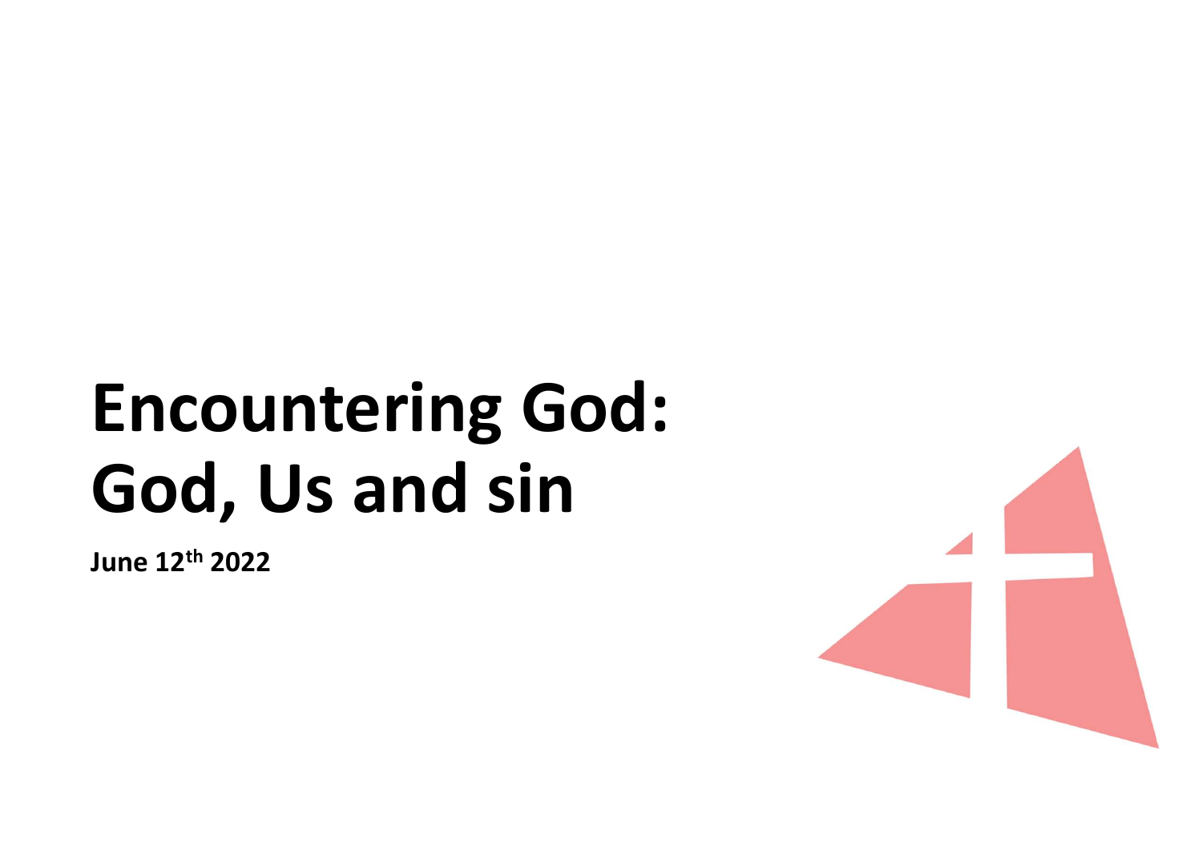# Encountering God: God, Us and sin

**June 12th 2022**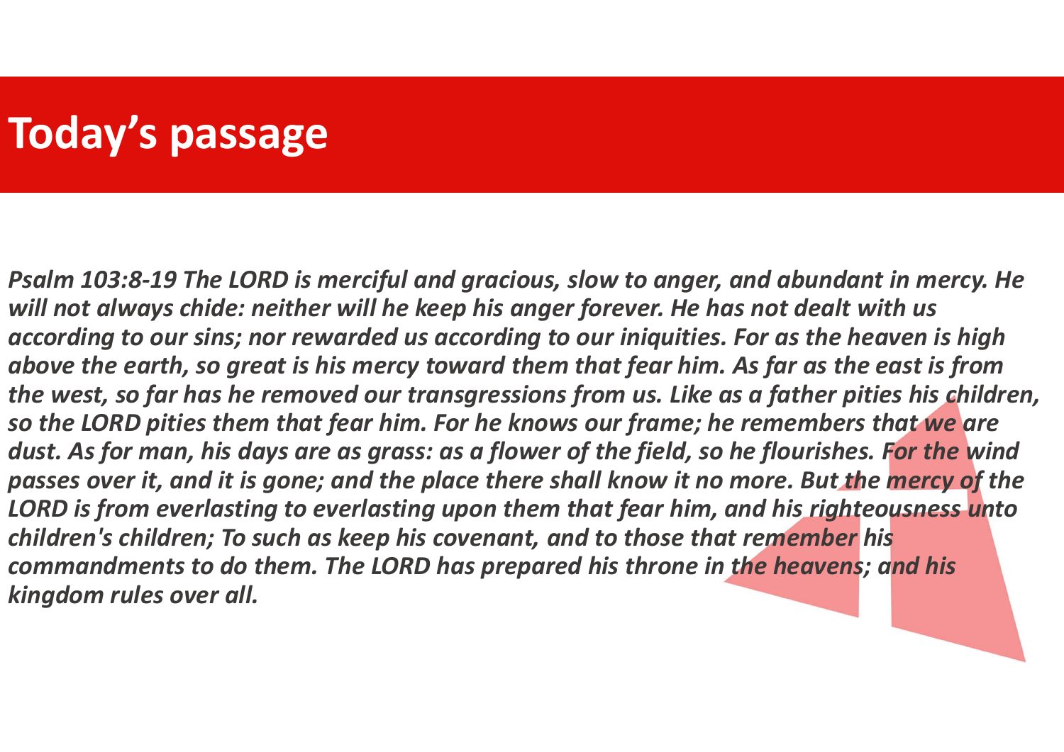# Today's passage

*Psalm 103:8-19 The LORD is merciful and gracious, slow to anger, and abundant in mercy. He will not always chide: neither will he keep his anger forever. He has not dealt with us according to our sins; nor rewarded us according to our iniquities. For as the heaven is high above the earth, so great is his mercy toward them that fear him. As far as the east is from the west, so far has he removed our transgressions from us. Like as a father pities his children, so the LORD pities them that fear him. For he knows our frame; he remembers that we are dust. As for man, his days are as grass: as a flower of the field, so he flourishes. For the wind passes over it, and it is gone; and the place there shall know it no more. But the mercy of the LORD is from everlasting to everlasting upon them that fear him, and his righteousness unto children's children; To such as keep his covenant, and to those that remember his commandments to do them. The LORD has prepared his throne in the heavens; and his kingdom rules over all.*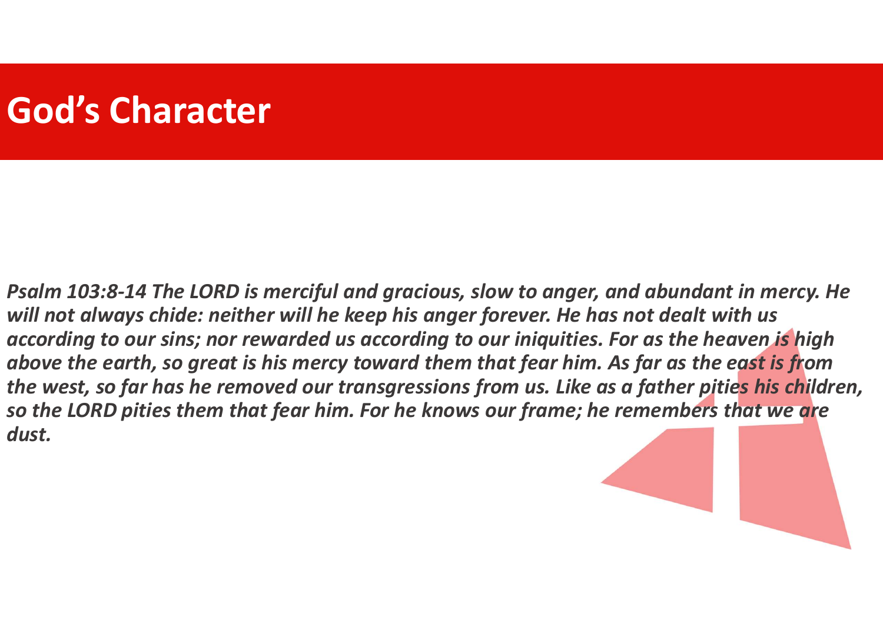# God's Character

***Psalm 103:8-14 The LORD is merciful and gracious, slow to anger, and abundant in mercy. He will not always chide: neither will he keep his anger forever. He has not dealt with us according to our sins; nor rewarded us according to our iniquities. For as the heaven is high above the earth, so great is his mercy toward them that fear him. As far as the east is from the west, so far has he removed our transgressions from us. Like as a father pities his children, so the LORD pities them that fear him. For he knows our frame; he remembers that we are dust.***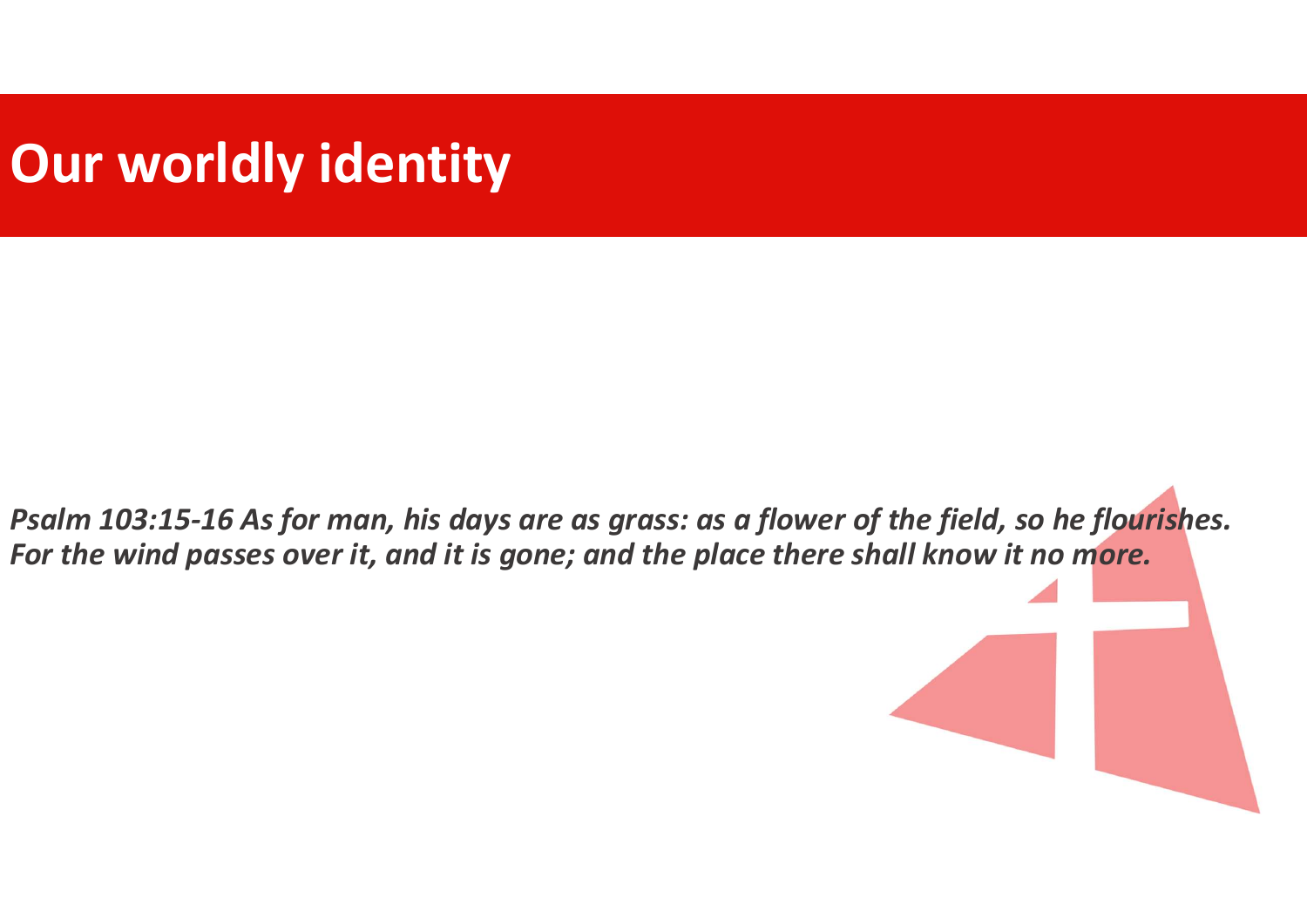# Our worldly identity

***Psalm 103:15-16 As for man, his days are as grass: as a flower of the field, so he flourishes. For the wind passes over it, and it is gone; and the place there shall know it no more.***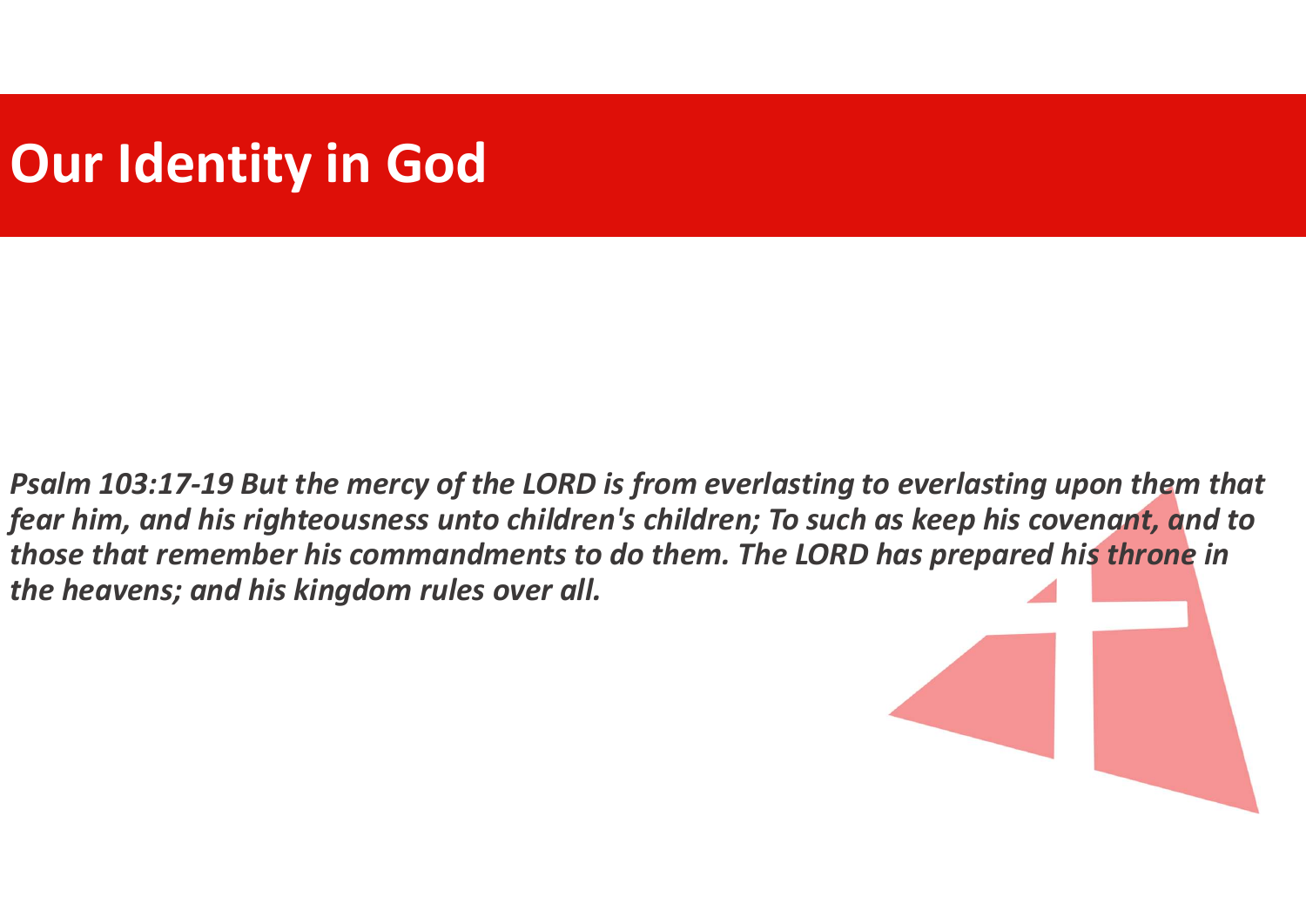# Our Identity in God

***Psalm 103:17-19 But the mercy of the LORD is from everlasting to everlasting upon them that fear him, and his righteousness unto children's children; To such as keep his covenant, and to those that remember his commandments to do them. The LORD has prepared his throne in the heavens; and his kingdom rules over all.***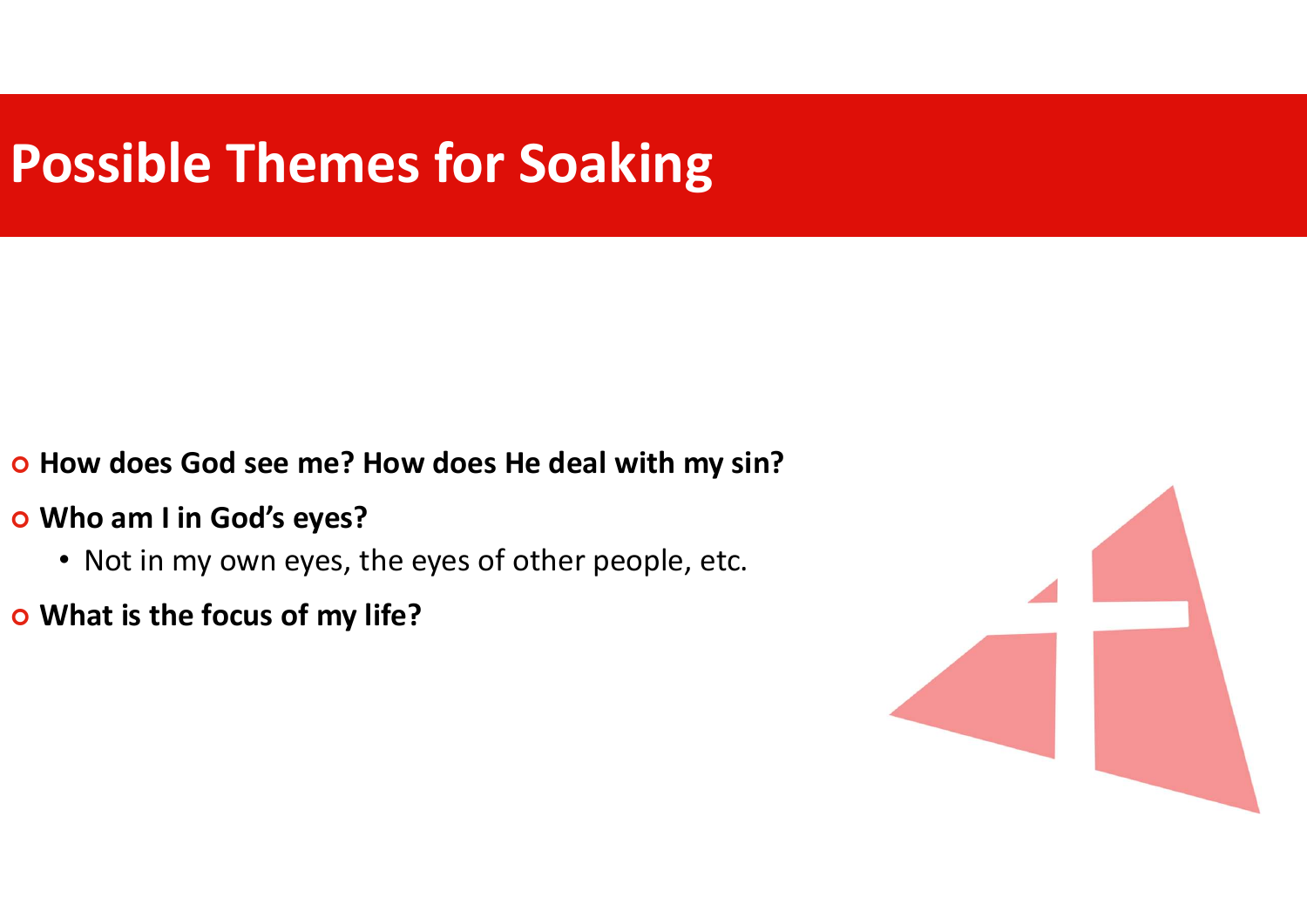# Possible Themes for Soaking

- **How does God see me? How does He deal with my sin?**
- **Who am I in God's eyes?**
  - Not in my own eyes, the eyes of other people, etc.
- **What is the focus of my life?**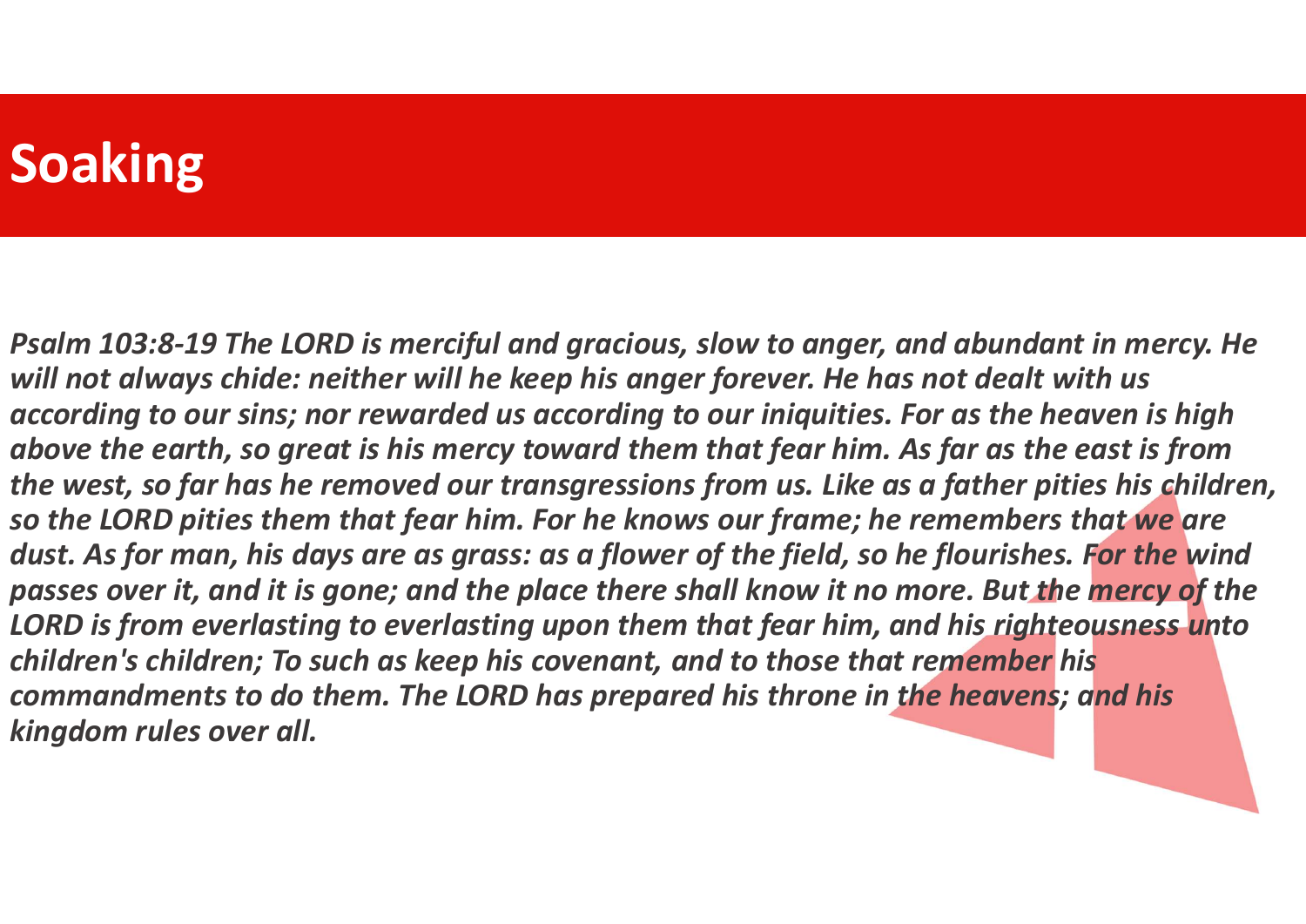# Soaking

*Psalm 103:8-19 The LORD is merciful and gracious, slow to anger, and abundant in mercy. He will not always chide: neither will he keep his anger forever. He has not dealt with us according to our sins; nor rewarded us according to our iniquities. For as the heaven is high above the earth, so great is his mercy toward them that fear him. As far as the east is from the west, so far has he removed our transgressions from us. Like as a father pities his children, so the LORD pities them that fear him. For he knows our frame; he remembers that we are dust. As for man, his days are as grass: as a flower of the field, so he flourishes. For the wind passes over it, and it is gone; and the place there shall know it no more. But the mercy of the LORD is from everlasting to everlasting upon them that fear him, and his righteousness unto children's children; To such as keep his covenant, and to those that remember his commandments to do them. The LORD has prepared his throne in the heavens; and his kingdom rules over all.*